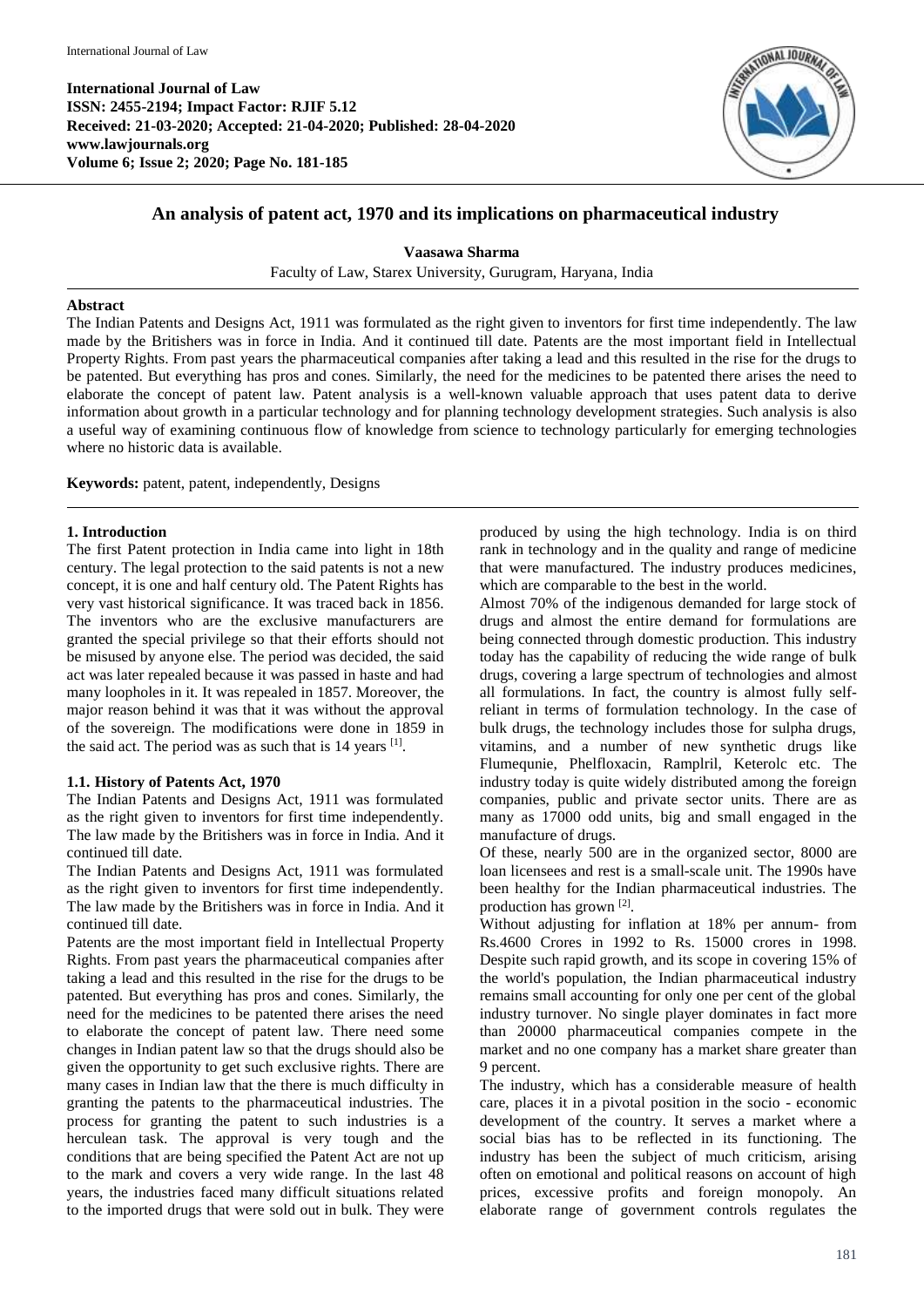**International Journal of Law**
**ISSN: 2455-2194; Impact Factor: RJIF 5.12**
**Received: 21-03-2020; Accepted: 21-04-2020; Published: 28-04-2020**
**www.lawjournals.org**
**Volume 6; Issue 2; 2020; Page No. 181-185**

# An analysis of patent act, 1970 and its implications on pharmaceutical industry

**Vaasawa Sharma**

Faculty of Law, Starex University, Gurugram, Haryana, India

## Abstract

The Indian Patents and Designs Act, 1911 was formulated as the right given to inventors for first time independently. The law made by the Britishers was in force in India. And it continued till date. Patents are the most important field in Intellectual Property Rights. From past years the pharmaceutical companies after taking a lead and this resulted in the rise for the drugs to be patented. But everything has pros and cones. Similarly, the need for the medicines to be patented there arises the need to elaborate the concept of patent law. Patent analysis is a well-known valuable approach that uses patent data to derive information about growth in a particular technology and for planning technology development strategies. Such analysis is also a useful way of examining continuous flow of knowledge from science to technology particularly for emerging technologies where no historic data is available.

**Keywords:** patent, patent, independently, Designs

## 1. Introduction

The first Patent protection in India came into light in 18th century. The legal protection to the said patents is not a new concept, it is one and half century old. The Patent Rights has very vast historical significance. It was traced back in 1856. The inventors who are the exclusive manufacturers are granted the special privilege so that their efforts should not be misused by anyone else. The period was decided, the said act was later repealed because it was passed in haste and had many loopholes in it. It was repealed in 1857. Moreover, the major reason behind it was that it was without the approval of the sovereign. The modifications were done in 1859 in the said act. The period was as such that is 14 years [1].

### 1.1. History of Patents Act, 1970

The Indian Patents and Designs Act, 1911 was formulated as the right given to inventors for first time independently. The law made by the Britishers was in force in India. And it continued till date.

The Indian Patents and Designs Act, 1911 was formulated as the right given to inventors for first time independently. The law made by the Britishers was in force in India. And it continued till date.

Patents are the most important field in Intellectual Property Rights. From past years the pharmaceutical companies after taking a lead and this resulted in the rise for the drugs to be patented. But everything has pros and cones. Similarly, the need for the medicines to be patented there arises the need to elaborate the concept of patent law. There need some changes in Indian patent law so that the drugs should also be given the opportunity to get such exclusive rights. There are many cases in Indian law that the there is much difficulty in granting the patents to the pharmaceutical industries. The process for granting the patent to such industries is a herculean task. The approval is very tough and the conditions that are being specified the Patent Act are not up to the mark and covers a very wide range. In the last 48 years, the industries faced many difficult situations related to the imported drugs that were sold out in bulk. They were produced by using the high technology. India is on third rank in technology and in the quality and range of medicine that were manufactured. The industry produces medicines, which are comparable to the best in the world.

Almost 70% of the indigenous demanded for large stock of drugs and almost the entire demand for formulations are being connected through domestic production. This industry today has the capability of reducing the wide range of bulk drugs, covering a large spectrum of technologies and almost all formulations. In fact, the country is almost fully self-reliant in terms of formulation technology. In the case of bulk drugs, the technology includes those for sulpha drugs, vitamins, and a number of new synthetic drugs like Flumequnie, Phelfloxacin, Ramplril, Keterolc etc. The industry today is quite widely distributed among the foreign companies, public and private sector units. There are as many as 17000 odd units, big and small engaged in the manufacture of drugs.

Of these, nearly 500 are in the organized sector, 8000 are loan licensees and rest is a small-scale unit. The 1990s have been healthy for the Indian pharmaceutical industries. The production has grown [2].

Without adjusting for inflation at 18% per annum- from Rs.4600 Crores in 1992 to Rs. 15000 crores in 1998. Despite such rapid growth, and its scope in covering 15% of the world's population, the Indian pharmaceutical industry remains small accounting for only one per cent of the global industry turnover. No single player dominates in fact more than 20000 pharmaceutical companies compete in the market and no one company has a market share greater than 9 percent.

The industry, which has a considerable measure of health care, places it in a pivotal position in the socio - economic development of the country. It serves a market where a social bias has to be reflected in its functioning. The industry has been the subject of much criticism, arising often on emotional and political reasons on account of high prices, excessive profits and foreign monopoly. An elaborate range of government controls regulates the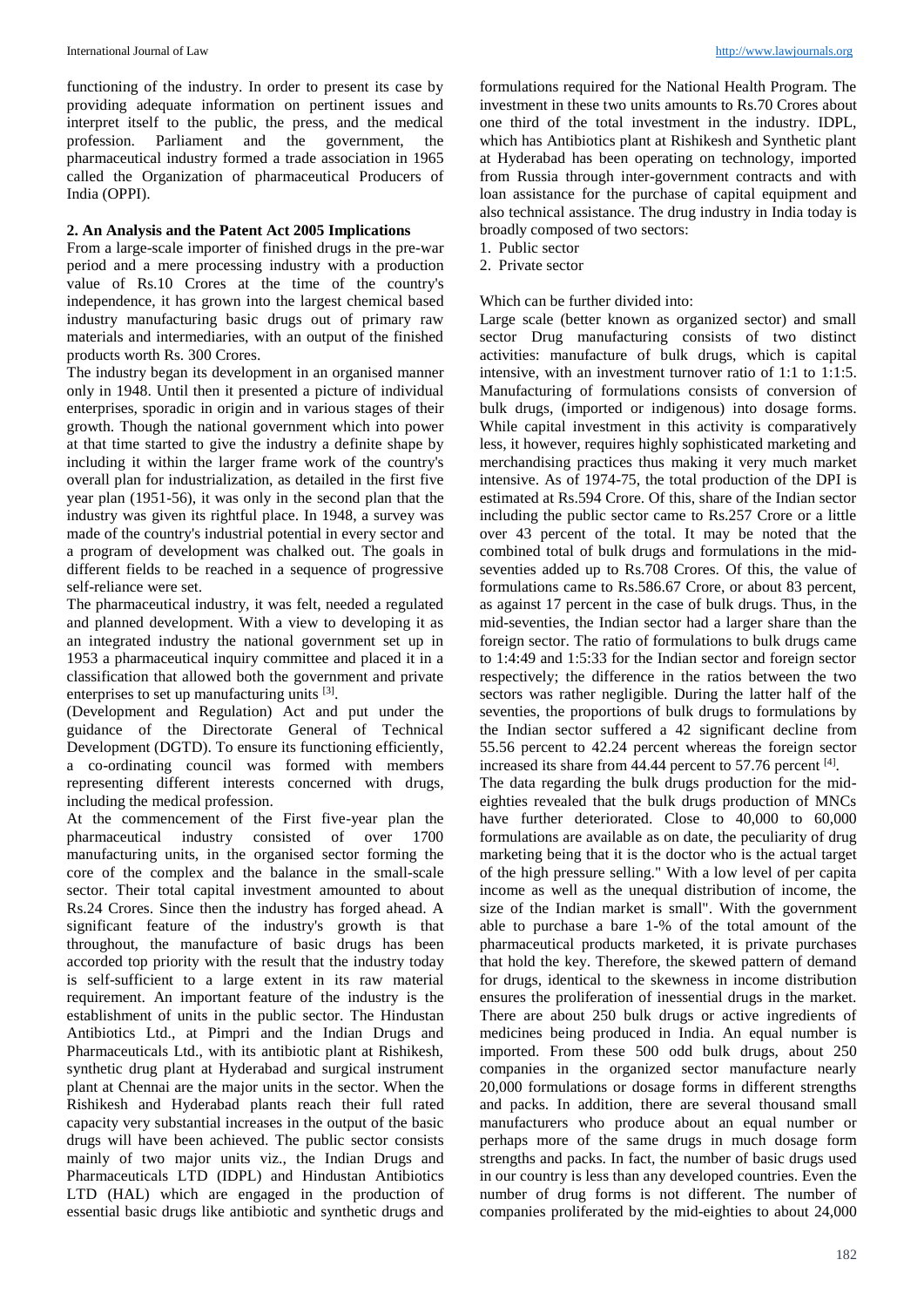functioning of the industry. In order to present its case by providing adequate information on pertinent issues and interpret itself to the public, the press, and the medical profession. Parliament and the government, the pharmaceutical industry formed a trade association in 1965 called the Organization of pharmaceutical Producers of India (OPPI).

## 2. An Analysis and the Patent Act 2005 Implications

From a large-scale importer of finished drugs in the pre-war period and a mere processing industry with a production value of Rs.10 Crores at the time of the country's independence, it has grown into the largest chemical based industry manufacturing basic drugs out of primary raw materials and intermediaries, with an output of the finished products worth Rs. 300 Crores.

The industry began its development in an organised manner only in 1948. Until then it presented a picture of individual enterprises, sporadic in origin and in various stages of their growth. Though the national government which into power at that time started to give the industry a definite shape by including it within the larger frame work of the country's overall plan for industrialization, as detailed in the first five year plan (1951-56), it was only in the second plan that the industry was given its rightful place. In 1948, a survey was made of the country's industrial potential in every sector and a program of development was chalked out. The goals in different fields to be reached in a sequence of progressive self-reliance were set.

The pharmaceutical industry, it was felt, needed a regulated and planned development. With a view to developing it as an integrated industry the national government set up in 1953 a pharmaceutical inquiry committee and placed it in a classification that allowed both the government and private enterprises to set up manufacturing units [3].

(Development and Regulation) Act and put under the guidance of the Directorate General of Technical Development (DGTD). To ensure its functioning efficiently, a co-ordinating council was formed with members representing different interests concerned with drugs, including the medical profession.

At the commencement of the First five-year plan the pharmaceutical industry consisted of over 1700 manufacturing units, in the organised sector forming the core of the complex and the balance in the small-scale sector. Their total capital investment amounted to about Rs.24 Crores. Since then the industry has forged ahead. A significant feature of the industry's growth is that throughout, the manufacture of basic drugs has been accorded top priority with the result that the industry today is self-sufficient to a large extent in its raw material requirement. An important feature of the industry is the establishment of units in the public sector. The Hindustan Antibiotics Ltd., at Pimpri and the Indian Drugs and Pharmaceuticals Ltd., with its antibiotic plant at Rishikesh, synthetic drug plant at Hyderabad and surgical instrument plant at Chennai are the major units in the sector. When the Rishikesh and Hyderabad plants reach their full rated capacity very substantial increases in the output of the basic drugs will have been achieved. The public sector consists mainly of two major units viz., the Indian Drugs and Pharmaceuticals LTD (IDPL) and Hindustan Antibiotics LTD (HAL) which are engaged in the production of essential basic drugs like antibiotic and synthetic drugs and formulations required for the National Health Program. The investment in these two units amounts to Rs.70 Crores about one third of the total investment in the industry. IDPL, which has Antibiotics plant at Rishikesh and Synthetic plant at Hyderabad has been operating on technology, imported from Russia through inter-government contracts and with loan assistance for the purchase of capital equipment and also technical assistance. The drug industry in India today is broadly composed of two sectors:

1. Public sector
2. Private sector

Which can be further divided into:

Large scale (better known as organized sector) and small sector Drug manufacturing consists of two distinct activities: manufacture of bulk drugs, which is capital intensive, with an investment turnover ratio of 1:1 to 1:1:5. Manufacturing of formulations consists of conversion of bulk drugs, (imported or indigenous) into dosage forms. While capital investment in this activity is comparatively less, it however, requires highly sophisticated marketing and merchandising practices thus making it very much market intensive. As of 1974-75, the total production of the DPI is estimated at Rs.594 Crore. Of this, share of the Indian sector including the public sector came to Rs.257 Crore or a little over 43 percent of the total. It may be noted that the combined total of bulk drugs and formulations in the mid-seventies added up to Rs.708 Crores. Of this, the value of formulations came to Rs.586.67 Crore, or about 83 percent, as against 17 percent in the case of bulk drugs. Thus, in the mid-seventies, the Indian sector had a larger share than the foreign sector. The ratio of formulations to bulk drugs came to 1:4:49 and 1:5:33 for the Indian sector and foreign sector respectively; the difference in the ratios between the two sectors was rather negligible. During the latter half of the seventies, the proportions of bulk drugs to formulations by the Indian sector suffered a 42 significant decline from 55.56 percent to 42.24 percent whereas the foreign sector increased its share from 44.44 percent to 57.76 percent [4].

The data regarding the bulk drugs production for the mid-eighties revealed that the bulk drugs production of MNCs have further deteriorated. Close to 40,000 to 60,000 formulations are available as on date, the peculiarity of drug marketing being that it is the doctor who is the actual target of the high pressure selling." With a low level of per capita income as well as the unequal distribution of income, the size of the Indian market is small". With the government able to purchase a bare 1-% of the total amount of the pharmaceutical products marketed, it is private purchases that hold the key. Therefore, the skewed pattern of demand for drugs, identical to the skewness in income distribution ensures the proliferation of inessential drugs in the market. There are about 250 bulk drugs or active ingredients of medicines being produced in India. An equal number is imported. From these 500 odd bulk drugs, about 250 companies in the organized sector manufacture nearly 20,000 formulations or dosage forms in different strengths and packs. In addition, there are several thousand small manufacturers who produce about an equal number or perhaps more of the same drugs in much dosage form strengths and packs. In fact, the number of basic drugs used in our country is less than any developed countries. Even the number of drug forms is not different. The number of companies proliferated by the mid-eighties to about 24,000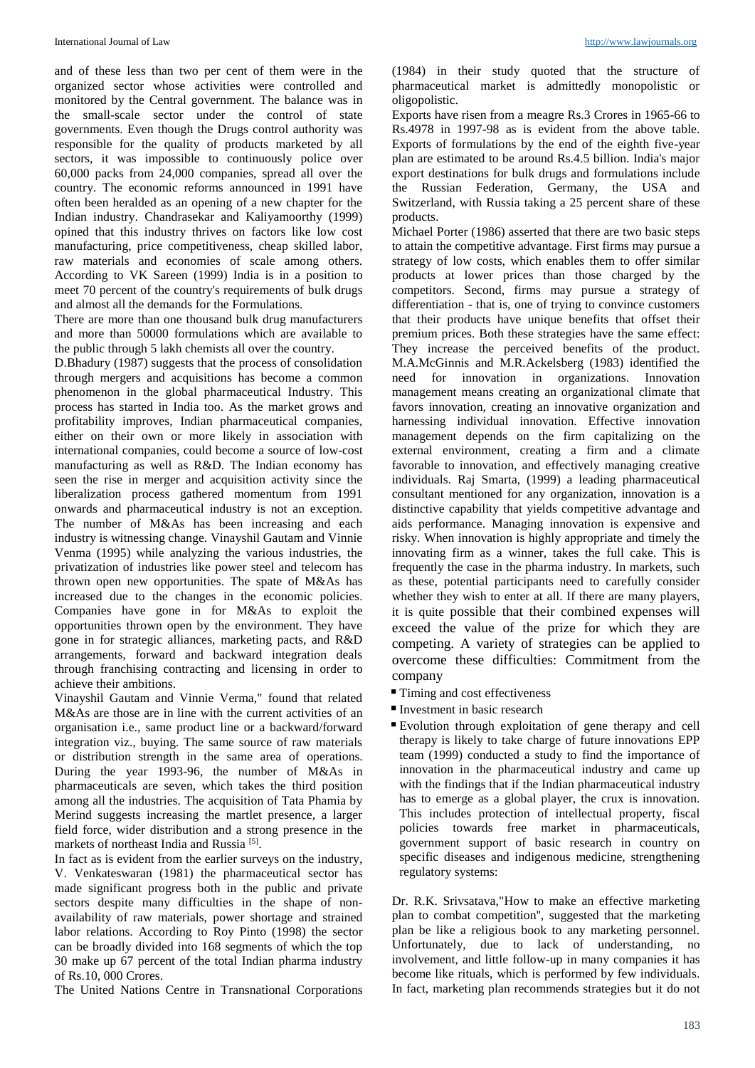and of these less than two per cent of them were in the organized sector whose activities were controlled and monitored by the Central government. The balance was in the small-scale sector under the control of state governments. Even though the Drugs control authority was responsible for the quality of products marketed by all sectors, it was impossible to continuously police over 60,000 packs from 24,000 companies, spread all over the country. The economic reforms announced in 1991 have often been heralded as an opening of a new chapter for the Indian industry. Chandrasekar and Kaliyamoorthy (1999) opined that this industry thrives on factors like low cost manufacturing, price competitiveness, cheap skilled labor, raw materials and economies of scale among others. According to VK Sareen (1999) India is in a position to meet 70 percent of the country's requirements of bulk drugs and almost all the demands for the Formulations.

There are more than one thousand bulk drug manufacturers and more than 50000 formulations which are available to the public through 5 lakh chemists all over the country.

D.Bhadury (1987) suggests that the process of consolidation through mergers and acquisitions has become a common phenomenon in the global pharmaceutical Industry. This process has started in India too. As the market grows and profitability improves, Indian pharmaceutical companies, either on their own or more likely in association with international companies, could become a source of low-cost manufacturing as well as R&D. The Indian economy has seen the rise in merger and acquisition activity since the liberalization process gathered momentum from 1991 onwards and pharmaceutical industry is not an exception. The number of M&As has been increasing and each industry is witnessing change. Vinayshil Gautam and Vinnie Venma (1995) while analyzing the various industries, the privatization of industries like power steel and telecom has thrown open new opportunities. The spate of M&As has increased due to the changes in the economic policies. Companies have gone in for M&As to exploit the opportunities thrown open by the environment. They have gone in for strategic alliances, marketing pacts, and R&D arrangements, forward and backward integration deals through franchising contracting and licensing in order to achieve their ambitions.

Vinayshil Gautam and Vinnie Verma," found that related M&As are those are in line with the current activities of an organisation i.e., same product line or a backward/forward integration viz., buying. The same source of raw materials or distribution strength in the same area of operations. During the year 1993-96, the number of M&As in pharmaceuticals are seven, which takes the third position among all the industries. The acquisition of Tata Phamia by Merind suggests increasing the martlet presence, a larger field force, wider distribution and a strong presence in the markets of northeast India and Russia [5].

In fact as is evident from the earlier surveys on the industry, V. Venkateswaran (1981) the pharmaceutical sector has made significant progress both in the public and private sectors despite many difficulties in the shape of non-availability of raw materials, power shortage and strained labor relations. According to Roy Pinto (1998) the sector can be broadly divided into 168 segments of which the top 30 make up 67 percent of the total Indian pharma industry of Rs.10, 000 Crores.

The United Nations Centre in Transnational Corporations (1984) in their study quoted that the structure of pharmaceutical market is admittedly monopolistic or oligopolistic.

Exports have risen from a meagre Rs.3 Crores in 1965-66 to Rs.4978 in 1997-98 as is evident from the above table. Exports of formulations by the end of the eighth five-year plan are estimated to be around Rs.4.5 billion. India's major export destinations for bulk drugs and formulations include the Russian Federation, Germany, the USA and Switzerland, with Russia taking a 25 percent share of these products.

Michael Porter (1986) asserted that there are two basic steps to attain the competitive advantage. First firms may pursue a strategy of low costs, which enables them to offer similar products at lower prices than those charged by the competitors. Second, firms may pursue a strategy of differentiation - that is, one of trying to convince customers that their products have unique benefits that offset their premium prices. Both these strategies have the same effect: They increase the perceived benefits of the product. M.A.McGinnis and M.R.Ackelsberg (1983) identified the need for innovation in organizations. Innovation management means creating an organizational climate that favors innovation, creating an innovative organization and harnessing individual innovation. Effective innovation management depends on the firm capitalizing on the external environment, creating a firm and a climate favorable to innovation, and effectively managing creative individuals. Raj Smarta, (1999) a leading pharmaceutical consultant mentioned for any organization, innovation is a distinctive capability that yields competitive advantage and aids performance. Managing innovation is expensive and risky. When innovation is highly appropriate and timely the innovating firm as a winner, takes the full cake. This is frequently the case in the pharma industry. In markets, such as these, potential participants need to carefully consider whether they wish to enter at all. If there are many players, it is quite possible that their combined expenses will exceed the value of the prize for which they are competing. A variety of strategies can be applied to overcome these difficulties: Commitment from the company

- Timing and cost effectiveness
- Investment in basic research
- Evolution through exploitation of gene therapy and cell therapy is likely to take charge of future innovations EPP team (1999) conducted a study to find the importance of innovation in the pharmaceutical industry and came up with the findings that if the Indian pharmaceutical industry has to emerge as a global player, the crux is innovation. This includes protection of intellectual property, fiscal policies towards free market in pharmaceuticals, government support of basic research in country on specific diseases and indigenous medicine, strengthening regulatory systems:

Dr. R.K. Srivsatava,"How to make an effective marketing plan to combat competition", suggested that the marketing plan be like a religious book to any marketing personnel. Unfortunately, due to lack of understanding, no involvement, and little follow-up in many companies it has become like rituals, which is performed by few individuals. In fact, marketing plan recommends strategies but it do not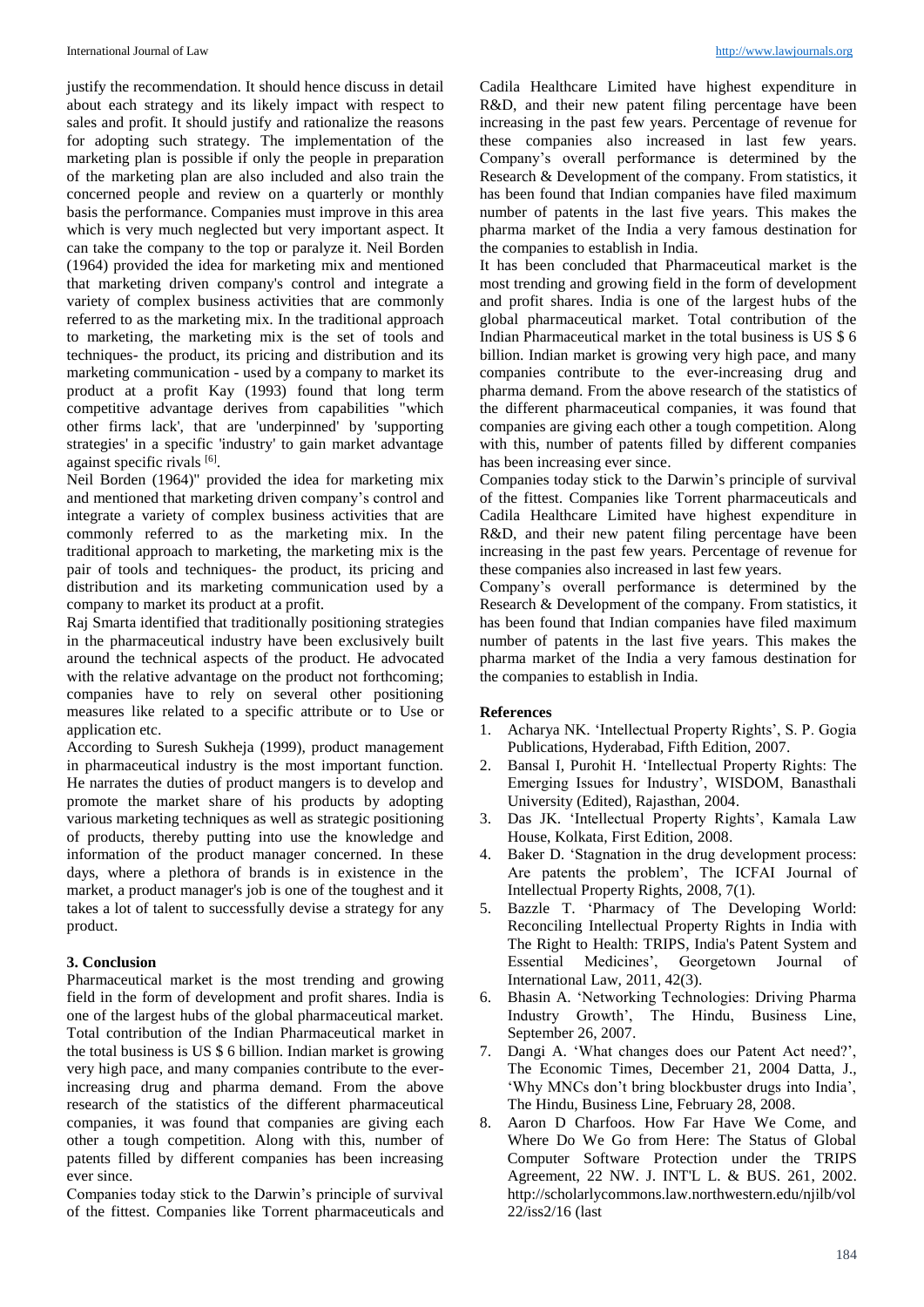justify the recommendation. It should hence discuss in detail about each strategy and its likely impact with respect to sales and profit. It should justify and rationalize the reasons for adopting such strategy. The implementation of the marketing plan is possible if only the people in preparation of the marketing plan are also included and also train the concerned people and review on a quarterly or monthly basis the performance. Companies must improve in this area which is very much neglected but very important aspect. It can take the company to the top or paralyze it. Neil Borden (1964) provided the idea for marketing mix and mentioned that marketing driven company's control and integrate a variety of complex business activities that are commonly referred to as the marketing mix. In the traditional approach to marketing, the marketing mix is the set of tools and techniques- the product, its pricing and distribution and its marketing communication - used by a company to market its product at a profit Kay (1993) found that long term competitive advantage derives from capabilities "which other firms lack', that are 'underpinned' by 'supporting strategies' in a specific 'industry' to gain market advantage against specific rivals [6].

Neil Borden (1964)" provided the idea for marketing mix and mentioned that marketing driven company's control and integrate a variety of complex business activities that are commonly referred to as the marketing mix. In the traditional approach to marketing, the marketing mix is the pair of tools and techniques- the product, its pricing and distribution and its marketing communication used by a company to market its product at a profit.

Raj Smarta identified that traditionally positioning strategies in the pharmaceutical industry have been exclusively built around the technical aspects of the product. He advocated with the relative advantage on the product not forthcoming; companies have to rely on several other positioning measures like related to a specific attribute or to Use or application etc.

According to Suresh Sukheja (1999), product management in pharmaceutical industry is the most important function. He narrates the duties of product mangers is to develop and promote the market share of his products by adopting various marketing techniques as well as strategic positioning of products, thereby putting into use the knowledge and information of the product manager concerned. In these days, where a plethora of brands is in existence in the market, a product manager's job is one of the toughest and it takes a lot of talent to successfully devise a strategy for any product.

## 3. Conclusion

Pharmaceutical market is the most trending and growing field in the form of development and profit shares. India is one of the largest hubs of the global pharmaceutical market. Total contribution of the Indian Pharmaceutical market in the total business is US $ 6 billion. Indian market is growing very high pace, and many companies contribute to the ever-increasing drug and pharma demand. From the above research of the statistics of the different pharmaceutical companies, it was found that companies are giving each other a tough competition. Along with this, number of patents filled by different companies has been increasing ever since.

Companies today stick to the Darwin's principle of survival of the fittest. Companies like Torrent pharmaceuticals and Cadila Healthcare Limited have highest expenditure in R&D, and their new patent filing percentage have been increasing in the past few years. Percentage of revenue for these companies also increased in last few years. Company's overall performance is determined by the Research & Development of the company. From statistics, it has been found that Indian companies have filed maximum number of patents in the last five years. This makes the pharma market of the India a very famous destination for the companies to establish in India.

It has been concluded that Pharmaceutical market is the most trending and growing field in the form of development and profit shares. India is one of the largest hubs of the global pharmaceutical market. Total contribution of the Indian Pharmaceutical market in the total business is US $ 6 billion. Indian market is growing very high pace, and many companies contribute to the ever-increasing drug and pharma demand. From the above research of the statistics of the different pharmaceutical companies, it was found that companies are giving each other a tough competition. Along with this, number of patents filled by different companies has been increasing ever since.

Companies today stick to the Darwin's principle of survival of the fittest. Companies like Torrent pharmaceuticals and Cadila Healthcare Limited have highest expenditure in R&D, and their new patent filing percentage have been increasing in the past few years. Percentage of revenue for these companies also increased in last few years.

Company's overall performance is determined by the Research & Development of the company. From statistics, it has been found that Indian companies have filed maximum number of patents in the last five years. This makes the pharma market of the India a very famous destination for the companies to establish in India.

## References

1. Acharya NK. 'Intellectual Property Rights', S. P. Gogia Publications, Hyderabad, Fifth Edition, 2007.
2. Bansal I, Purohit H. 'Intellectual Property Rights: The Emerging Issues for Industry', WISDOM, Banasthali University (Edited), Rajasthan, 2004.
3. Das JK. 'Intellectual Property Rights', Kamala Law House, Kolkata, First Edition, 2008.
4. Baker D. 'Stagnation in the drug development process: Are patents the problem', The ICFAI Journal of Intellectual Property Rights, 2008, 7(1).
5. Bazzle T. 'Pharmacy of The Developing World: Reconciling Intellectual Property Rights in India with The Right to Health: TRIPS, India's Patent System and Essential Medicines', Georgetown Journal of International Law, 2011, 42(3).
6. Bhasin A. 'Networking Technologies: Driving Pharma Industry Growth', The Hindu, Business Line, September 26, 2007.
7. Dangi A. 'What changes does our Patent Act need?', The Economic Times, December 21, 2004 Datta, J., 'Why MNCs don't bring blockbuster drugs into India', The Hindu, Business Line, February 28, 2008.
8. Aaron D Charfoos. How Far Have We Come, and Where Do We Go from Here: The Status of Global Computer Software Protection under the TRIPS Agreement, 22 NW. J. INT'L L. & BUS. 261, 2002. http://scholarlycommons.law.northwestern.edu/njilb/vol22/iss2/16 (last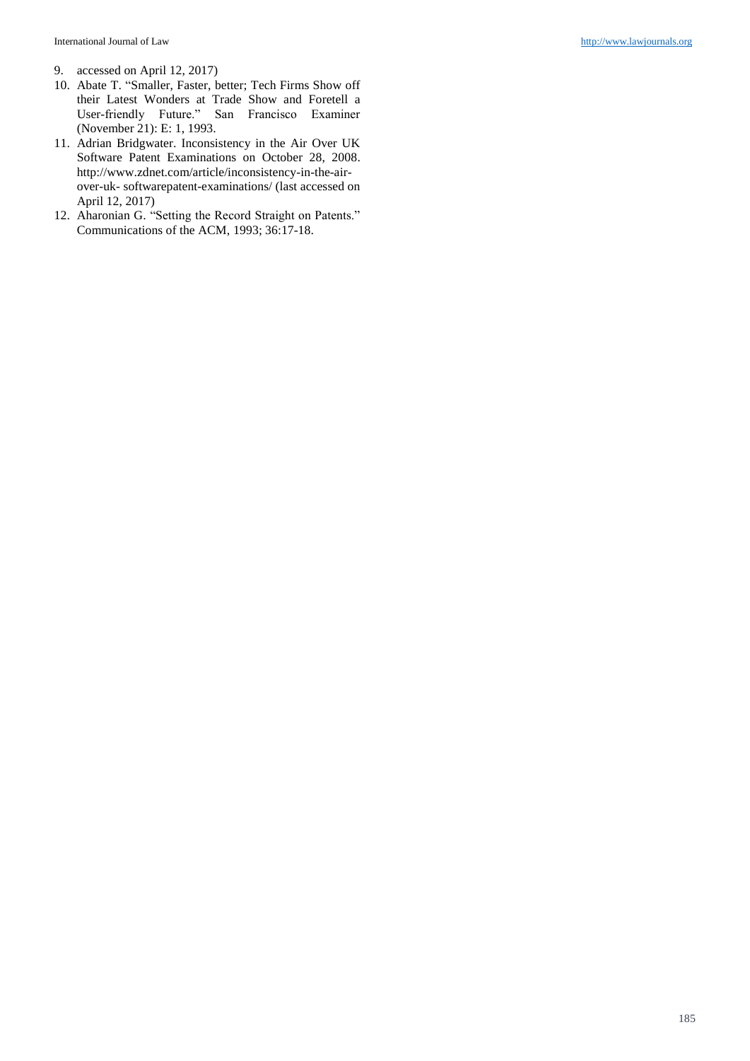9. accessed on April 12, 2017)
10. Abate T. "Smaller, Faster, better; Tech Firms Show off their Latest Wonders at Trade Show and Foretell a User-friendly Future." San Francisco Examiner (November 21): E: 1, 1993.
11. Adrian Bridgwater. Inconsistency in the Air Over UK Software Patent Examinations on October 28, 2008. http://www.zdnet.com/article/inconsistency-in-the-air-over-uk- softwarepatent-examinations/ (last accessed on April 12, 2017)
12. Aharonian G. "Setting the Record Straight on Patents." Communications of the ACM, 1993; 36:17-18.